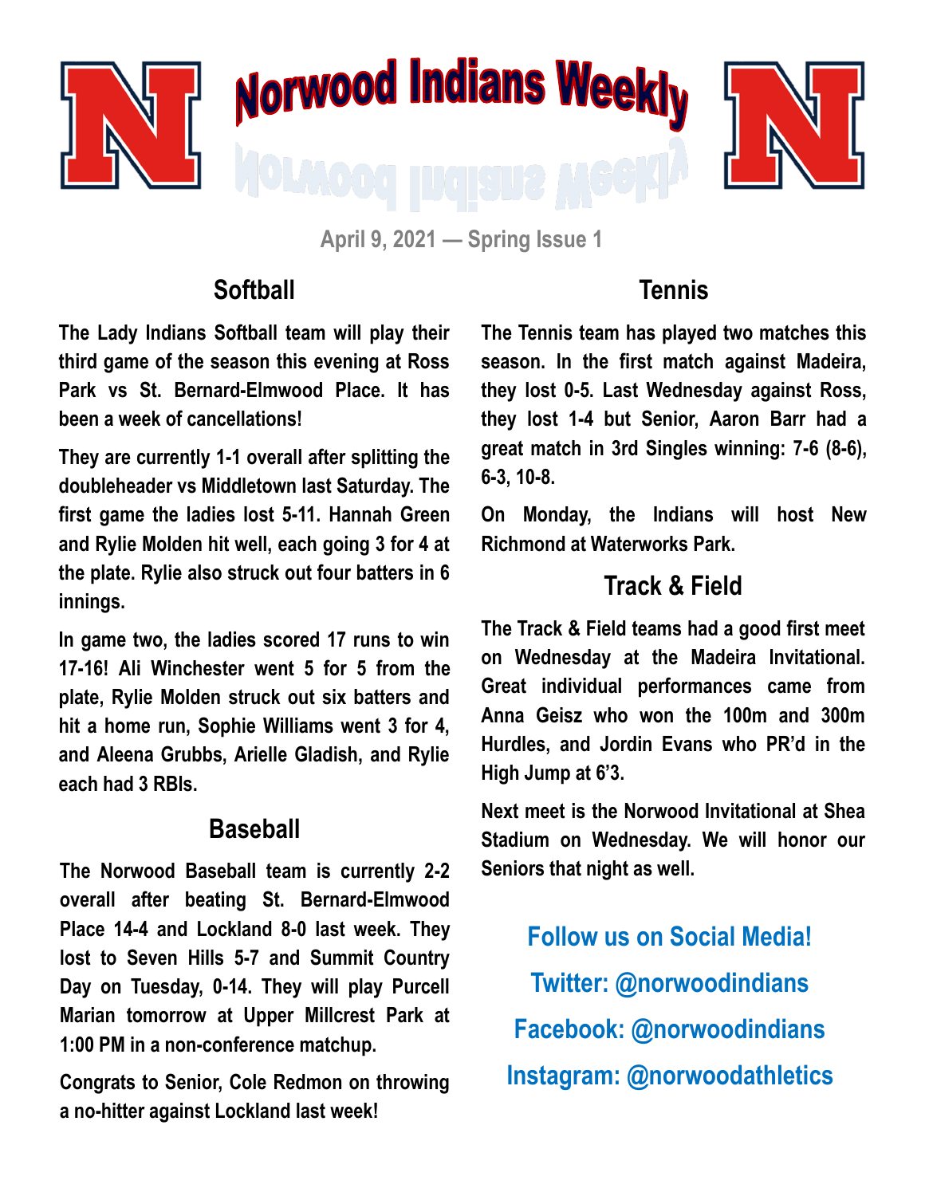# Norwood Indians Weekly

April 9, 2021 — Spring Issue 1

## Softball

The Lady Indians Softball team will play their third game of the season this evening at Ross Park vs St. Bernard-Elmwood Place. It has been a week of cancellations!

They are currently 1-1 overall after splitting the doubleheader vs Middletown last Saturday. The first game the ladies lost 5-11. Hannah Green and Rylie Molden hit well, each going 3 for 4 at the plate. Rylie also struck out four batters in 6 innings.

In game two, the ladies scored 17 runs to win 17-16! Ali Winchester went 5 for 5 from the plate, Rylie Molden struck out six batters and hit a home run, Sophie Williams went 3 for 4, and Aleena Grubbs, Arielle Gladish, and Rylie each had 3 RBIs.

## Baseball

The Norwood Baseball team is currently 2-2 overall after beating St. Bernard-Elmwood Place 14-4 and Lockland 8-0 last week. They lost to Seven Hills 5-7 and Summit Country Day on Tuesday, 0-14. They will play Purcell Marian tomorrow at Upper Millcrest Park at 1:00 PM in a non-conference matchup.

Congrats to Senior, Cole Redmon on throwing a no-hitter against Lockland last week!

## Tennis

The Tennis team has played two matches this season. In the first match against Madeira, they lost 0-5. Last Wednesday against Ross, they lost 1-4 but Senior, Aaron Barr had a great match in 3rd Singles winning: 7-6 (8-6), 6-3, 10-8.

On Monday, the Indians will host New Richmond at Waterworks Park.

## Track & Field

The Track & Field teams had a good first meet on Wednesday at the Madeira Invitational. Great individual performances came from Anna Geisz who won the 100m and 300m Hurdles, and Jordin Evans who PR'd in the High Jump at 6'3.

Next meet is the Norwood Invitational at Shea Stadium on Wednesday. We will honor our Seniors that night as well.

**Follow us on Social Media!**

**Twitter: @norwoodindians**

**Facebook: @norwoodindians**

**Instagram: @norwoodathletics**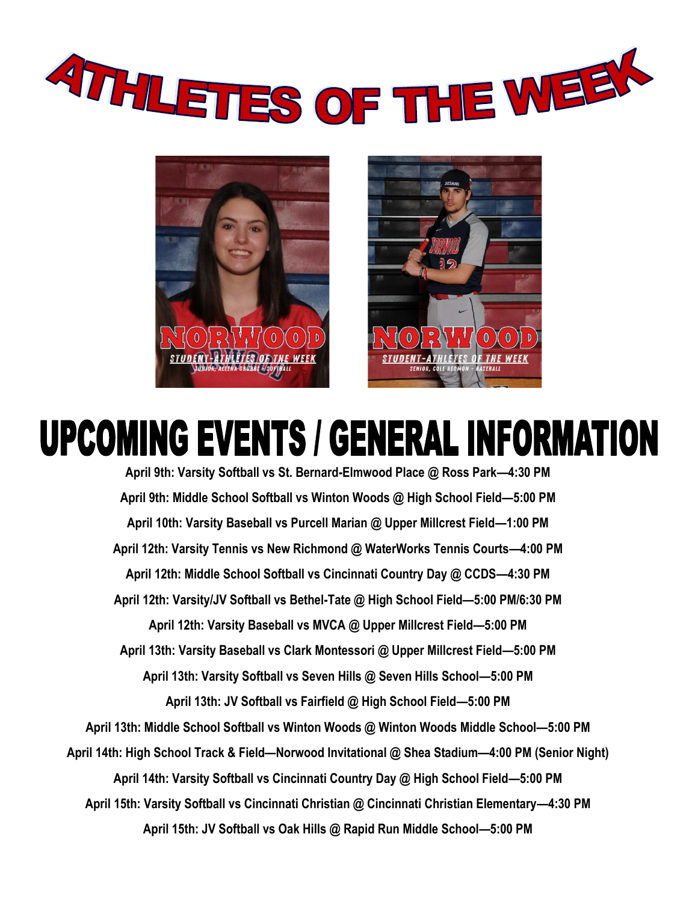# ATHLETES OF THE WEEK

NORWOOD
STUDENT-ATHLETES OF THE WEEK
JUNIOR, ALEENA GRUBBE - SOFTBALL

NORWOOD
STUDENT-ATHLETES OF THE WEEK
SENIOR, COLE REDMON - BASEBALL

# UPCOMING EVENTS / GENERAL INFORMATION

**April 9th: Varsity Softball vs St. Bernard-Elmwood Place @ Ross Park—4:30 PM**

**April 9th: Middle School Softball vs Winton Woods @ High School Field—5:00 PM**

**April 10th: Varsity Baseball vs Purcell Marian @ Upper Millcrest Field—1:00 PM**

**April 12th: Varsity Tennis vs New Richmond @ WaterWorks Tennis Courts—4:00 PM**

**April 12th: Middle School Softball vs Cincinnati Country Day @ CCDS—4:30 PM**

**April 12th: Varsity/JV Softball vs Bethel-Tate @ High School Field—5:00 PM/6:30 PM**

**April 12th: Varsity Baseball vs MVCA @ Upper Millcrest Field—5:00 PM**

**April 13th: Varsity Baseball vs Clark Montessori @ Upper Millcrest Field—5:00 PM**

**April 13th: Varsity Softball vs Seven Hills @ Seven Hills School—5:00 PM**

**April 13th: JV Softball vs Fairfield @ High School Field—5:00 PM**

**April 13th: Middle School Softball vs Winton Woods @ Winton Woods Middle School—5:00 PM**

**April 14th: High School Track & Field—Norwood Invitational @ Shea Stadium—4:00 PM (Senior Night)**

**April 14th: Varsity Softball vs Cincinnati Country Day @ High School Field—5:00 PM**

**April 15th: Varsity Softball vs Cincinnati Christian @ Cincinnati Christian Elementary—4:30 PM**

**April 15th: JV Softball vs Oak Hills @ Rapid Run Middle School—5:00 PM**